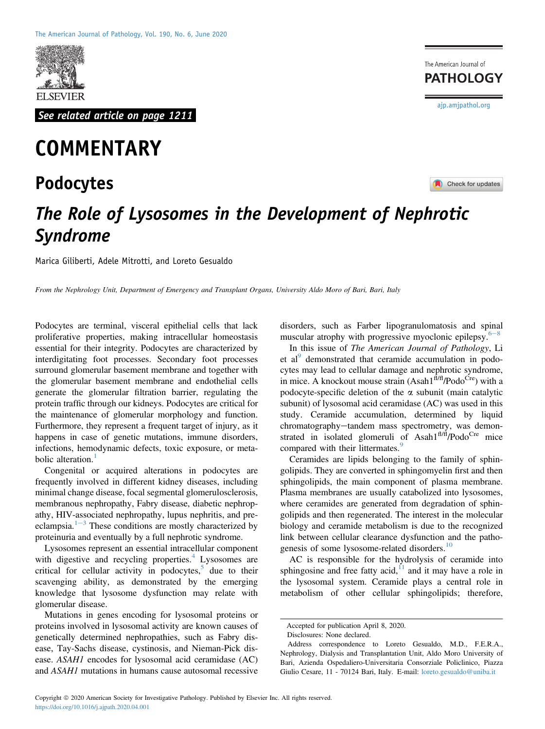See related article on page 1211

# COMMENTARY

## Podocytes

# *The Role of Lysosomes in the Development of Nephrotic Syndrome*

Marica Giliberti, Adele Mitrotti, and Loreto Gesualdo

*From the Nephrology Unit, Department of Emergency and Transplant Organs, University Aldo Moro of Bari, Bari, Italy*

Podocytes are terminal, visceral epithelial cells that lack proliferative properties, making intracellular homeostasis essential for their integrity. Podocytes are characterized by interdigitating foot processes. Secondary foot processes surround glomerular basement membrane and together with the glomerular basement membrane and endothelial cells generate the glomerular filtration barrier, regulating the protein traffic through our kidneys. Podocytes are critical for the maintenance of glomerular morphology and function. Furthermore, they represent a frequent target of injury, as it happens in case of genetic mutations, immune disorders, infections, hemodynamic defects, toxic exposure, or metabolic alteration.[1]

Congenital or acquired alterations in podocytes are frequently involved in different kidney diseases, including minimal change disease, focal segmental glomerulosclerosis, membranous nephropathy, Fabry disease, diabetic nephropathy, HIV-associated nephropathy, lupus nephritis, and preeclampsia.[1–3] These conditions are mostly characterized by proteinuria and eventually by a full nephrotic syndrome.

Lysosomes represent an essential intracellular component with digestive and recycling properties.[4] Lysosomes are critical for cellular activity in podocytes,[5] due to their scavenging ability, as demonstrated by the emerging knowledge that lysosome dysfunction may relate with glomerular disease.

Mutations in genes encoding for lysosomal proteins or proteins involved in lysosomal activity are known causes of genetically determined nephropathies, such as Fabry disease, Tay-Sachs disease, cystinosis, and Nieman-Pick disease. *ASAH1* encodes for lysosomal acid ceramidase (AC) and *ASAH1* mutations in humans cause autosomal recessive disorders, such as Farber lipogranulomatosis and spinal muscular atrophy with progressive myoclonic epilepsy.[6–8]

In this issue of *The American Journal of Pathology*, Li et al[9] demonstrated that ceramide accumulation in podocytes may lead to cellular damage and nephrotic syndrome, in mice. A knockout mouse strain (Asah1$^{fl/fl}$/Podo$^{Cre}$) with a podocyte-specific deletion of the $\alpha$ subunit (main catalytic subunit) of lysosomal acid ceramidase (AC) was used in this study. Ceramide accumulation, determined by liquid chromatography–tandem mass spectrometry, was demonstrated in isolated glomeruli of Asah1$^{fl/fl}$/Podo$^{Cre}$ mice compared with their littermates.[9]

Ceramides are lipids belonging to the family of sphingolipids. They are converted in sphingomyelin first and then sphingolipids, the main component of plasma membrane. Plasma membranes are usually catabolized into lysosomes, where ceramides are generated from degradation of sphingolipids and then regenerated. The interest in the molecular biology and ceramide metabolism is due to the recognized link between cellular clearance dysfunction and the pathogenesis of some lysosome-related disorders.[10]

AC is responsible for the hydrolysis of ceramide into sphingosine and free fatty acid,[11] and it may have a role in the lysosomal system. Ceramide plays a central role in metabolism of other cellular sphingolipids; therefore,

Accepted for publication April 8, 2020.

Disclosures: None declared.

Address correspondence to Loreto Gesualdo, M.D., F.E.R.A., Nephrology, Dialysis and Transplantation Unit, Aldo Moro University of Bari, Azienda Ospedaliero-Universitaria Consorziale Policlinico, Piazza Giulio Cesare, 11 - 70124 Bari, Italy. E-mail: loreto.gesualdo@uniba.it

Copyright © 2020 American Society for Investigative Pathology. Published by Elsevier Inc. All rights reserved.
https://doi.org/10.1016/j.ajpath.2020.04.001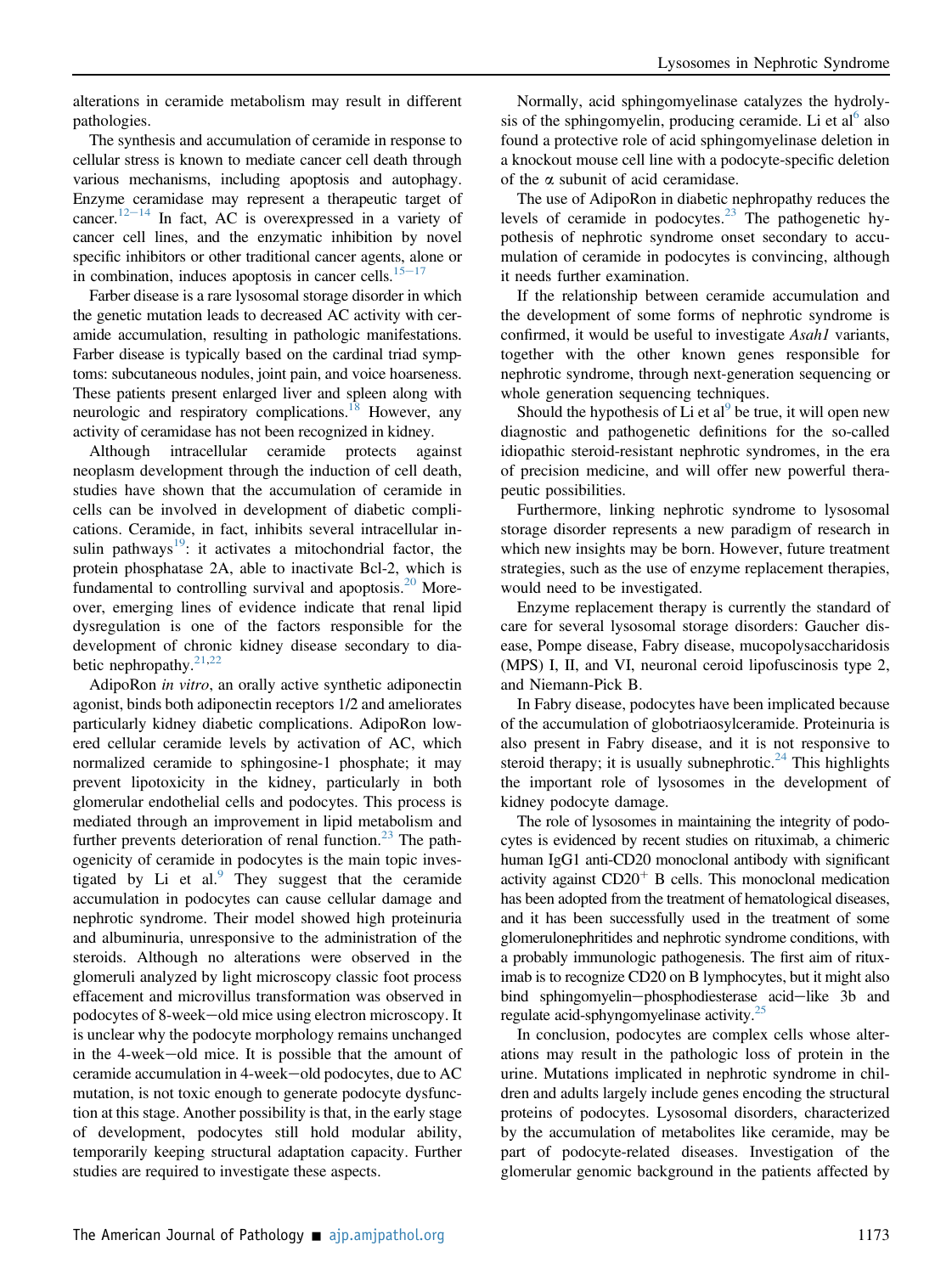alterations in ceramide metabolism may result in different pathologies.

The synthesis and accumulation of ceramide in response to cellular stress is known to mediate cancer cell death through various mechanisms, including apoptosis and autophagy. Enzyme ceramidase may represent a therapeutic target of cancer.[12–14] In fact, AC is overexpressed in a variety of cancer cell lines, and the enzymatic inhibition by novel specific inhibitors or other traditional cancer agents, alone or in combination, induces apoptosis in cancer cells.[15–17]

Farber disease is a rare lysosomal storage disorder in which the genetic mutation leads to decreased AC activity with ceramide accumulation, resulting in pathologic manifestations. Farber disease is typically based on the cardinal triad symptoms: subcutaneous nodules, joint pain, and voice hoarseness. These patients present enlarged liver and spleen along with neurologic and respiratory complications.[18] However, any activity of ceramidase has not been recognized in kidney.

Although intracellular ceramide protects against neoplasm development through the induction of cell death, studies have shown that the accumulation of ceramide in cells can be involved in development of diabetic complications. Ceramide, in fact, inhibits several intracellular insulin pathways[19]: it activates a mitochondrial factor, the protein phosphatase 2A, able to inactivate Bcl-2, which is fundamental to controlling survival and apoptosis.[20] Moreover, emerging lines of evidence indicate that renal lipid dysregulation is one of the factors responsible for the development of chronic kidney disease secondary to diabetic nephropathy.[21,22]

AdipoRon *in vitro*, an orally active synthetic adiponectin agonist, binds both adiponectin receptors 1/2 and ameliorates particularly kidney diabetic complications. AdipoRon lowered cellular ceramide levels by activation of AC, which normalized ceramide to sphingosine-1 phosphate; it may prevent lipotoxicity in the kidney, particularly in both glomerular endothelial cells and podocytes. This process is mediated through an improvement in lipid metabolism and further prevents deterioration of renal function.[23] The pathogenicity of ceramide in podocytes is the main topic investigated by Li et al.[9] They suggest that the ceramide accumulation in podocytes can cause cellular damage and nephrotic syndrome. Their model showed high proteinuria and albuminuria, unresponsive to the administration of the steroids. Although no alterations were observed in the glomeruli analyzed by light microscopy classic foot process effacement and microvillus transformation was observed in podocytes of 8-week–old mice using electron microscopy. It is unclear why the podocyte morphology remains unchanged in the 4-week–old mice. It is possible that the amount of ceramide accumulation in 4-week–old podocytes, due to AC mutation, is not toxic enough to generate podocyte dysfunction at this stage. Another possibility is that, in the early stage of development, podocytes still hold modular ability, temporarily keeping structural adaptation capacity. Further studies are required to investigate these aspects.

Normally, acid sphingomyelinase catalyzes the hydrolysis of the sphingomyelin, producing ceramide. Li et al[6] also found a protective role of acid sphingomyelinase deletion in a knockout mouse cell line with a podocyte-specific deletion of the α subunit of acid ceramidase.

The use of AdipoRon in diabetic nephropathy reduces the levels of ceramide in podocytes.[23] The pathogenetic hypothesis of nephrotic syndrome onset secondary to accumulation of ceramide in podocytes is convincing, although it needs further examination.

If the relationship between ceramide accumulation and the development of some forms of nephrotic syndrome is confirmed, it would be useful to investigate *Asah1* variants, together with the other known genes responsible for nephrotic syndrome, through next-generation sequencing or whole generation sequencing techniques.

Should the hypothesis of Li et al[9] be true, it will open new diagnostic and pathogenetic definitions for the so-called idiopathic steroid-resistant nephrotic syndromes, in the era of precision medicine, and will offer new powerful therapeutic possibilities.

Furthermore, linking nephrotic syndrome to lysosomal storage disorder represents a new paradigm of research in which new insights may be born. However, future treatment strategies, such as the use of enzyme replacement therapies, would need to be investigated.

Enzyme replacement therapy is currently the standard of care for several lysosomal storage disorders: Gaucher disease, Pompe disease, Fabry disease, mucopolysaccharidosis (MPS) I, II, and VI, neuronal ceroid lipofuscinosis type 2, and Niemann-Pick B.

In Fabry disease, podocytes have been implicated because of the accumulation of globotriaosylceramide. Proteinuria is also present in Fabry disease, and it is not responsive to steroid therapy; it is usually subnephrotic.[24] This highlights the important role of lysosomes in the development of kidney podocyte damage.

The role of lysosomes in maintaining the integrity of podocytes is evidenced by recent studies on rituximab, a chimeric human IgG1 anti-CD20 monoclonal antibody with significant activity against $CD20^+$ B cells. This monoclonal medication has been adopted from the treatment of hematological diseases, and it has been successfully used in the treatment of some glomerulonephritides and nephrotic syndrome conditions, with a probably immunologic pathogenesis. The first aim of rituximab is to recognize CD20 on B lymphocytes, but it might also bind sphingomyelin–phosphodiesterase acid–like 3b and regulate acid-sphyngomyelinase activity.[25]

In conclusion, podocytes are complex cells whose alterations may result in the pathologic loss of protein in the urine. Mutations implicated in nephrotic syndrome in children and adults largely include genes encoding the structural proteins of podocytes. Lysosomal disorders, characterized by the accumulation of metabolites like ceramide, may be part of podocyte-related diseases. Investigation of the glomerular genomic background in the patients affected by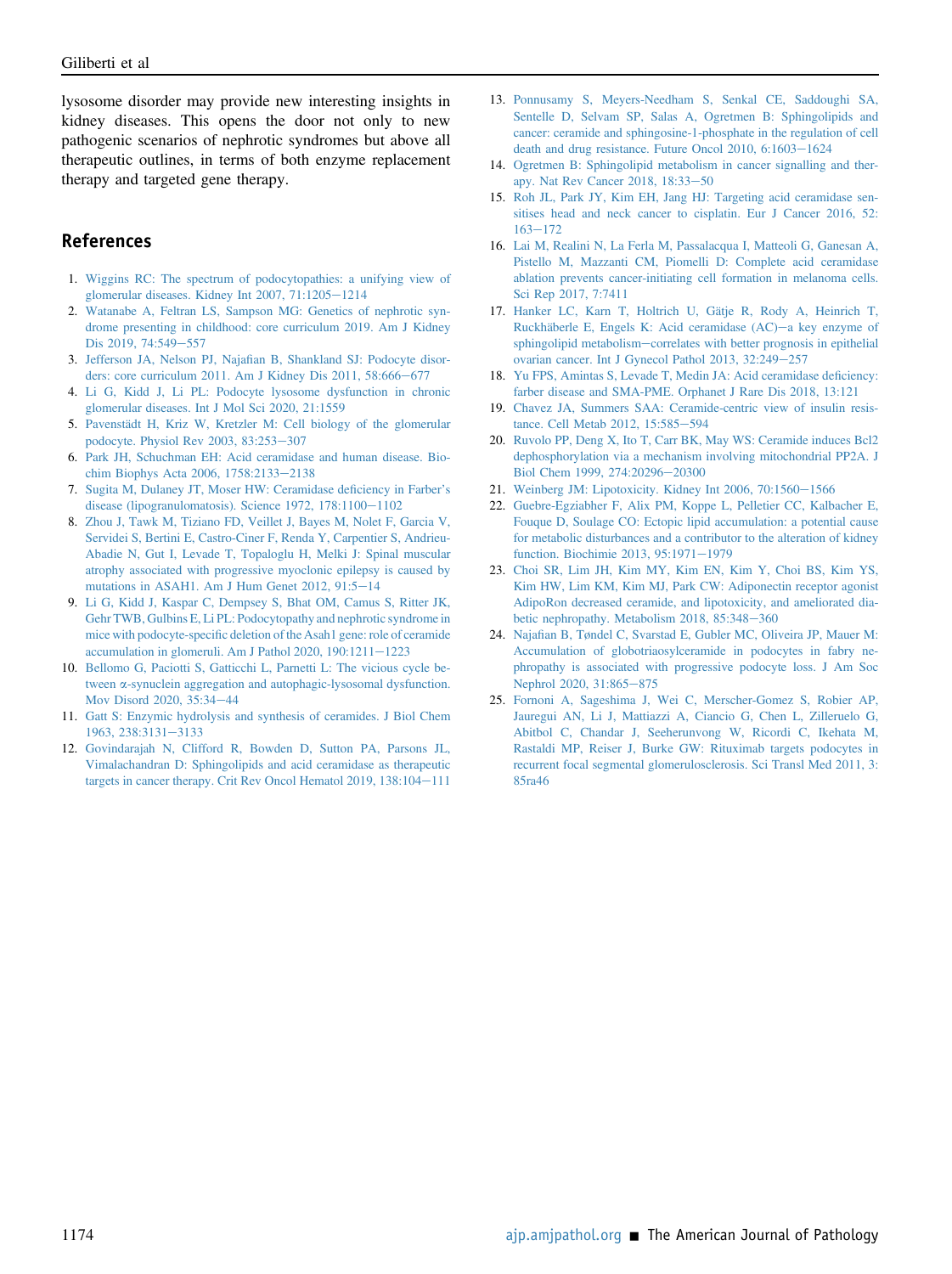lysosome disorder may provide new interesting insights in kidney diseases. This opens the door not only to new pathogenic scenarios of nephrotic syndromes but above all therapeutic outlines, in terms of both enzyme replacement therapy and targeted gene therapy.

## References

1. Wiggins RC: The spectrum of podocytopathies: a unifying view of glomerular diseases. Kidney Int 2007, 71:1205−1214
2. Watanabe A, Feltran LS, Sampson MG: Genetics of nephrotic syndrome presenting in childhood: core curriculum 2019. Am J Kidney Dis 2019, 74:549−557
3. Jefferson JA, Nelson PJ, Najafian B, Shankland SJ: Podocyte disorders: core curriculum 2011. Am J Kidney Dis 2011, 58:666−677
4. Li G, Kidd J, Li PL: Podocyte lysosome dysfunction in chronic glomerular diseases. Int J Mol Sci 2020, 21:1559
5. Pavenstädt H, Kriz W, Kretzler M: Cell biology of the glomerular podocyte. Physiol Rev 2003, 83:253−307
6. Park JH, Schuchman EH: Acid ceramidase and human disease. Biochim Biophys Acta 2006, 1758:2133−2138
7. Sugita M, Dulaney JT, Moser HW: Ceramidase deficiency in Farber's disease (lipogranulomatosis). Science 1972, 178:1100−1102
8. Zhou J, Tawk M, Tiziano FD, Veillet J, Bayes M, Nolet F, Garcia V, Servidei S, Bertini E, Castro-Ciner F, Renda Y, Carpentier S, Andrieu-Abadie N, Gut I, Levade T, Topaloglu H, Melki J: Spinal muscular atrophy associated with progressive myoclonic epilepsy is caused by mutations in ASAH1. Am J Hum Genet 2012, 91:5−14
9. Li G, Kidd J, Kaspar C, Dempsey S, Bhat OM, Camus S, Ritter JK, Gehr TWB, Gulbins E, Li PL: Podocytopathy and nephrotic syndrome in mice with podocyte-specific deletion of the Asah1 gene: role of ceramide accumulation in glomeruli. Am J Pathol 2020, 190:1211−1223
10. Bellomo G, Paciotti S, Gatticchi L, Parnetti L: The vicious cycle between α-synuclein aggregation and autophagic-lysosomal dysfunction. Mov Disord 2020, 35:34−44
11. Gatt S: Enzymic hydrolysis and synthesis of ceramides. J Biol Chem 1963, 238:3131−3133
12. Govindarajah N, Clifford R, Bowden D, Sutton PA, Parsons JL, Vimalachandran D: Sphingolipids and acid ceramidase as therapeutic targets in cancer therapy. Crit Rev Oncol Hematol 2019, 138:104−111
13. Ponnusamy S, Meyers-Needham S, Senkal CE, Saddoughi SA, Sentelle D, Selvam SP, Salas A, Ogretmen B: Sphingolipids and cancer: ceramide and sphingosine-1-phosphate in the regulation of cell death and drug resistance. Future Oncol 2010, 6:1603−1624
14. Ogretmen B: Sphingolipid metabolism in cancer signalling and therapy. Nat Rev Cancer 2018, 18:33−50
15. Roh JL, Park JY, Kim EH, Jang HJ: Targeting acid ceramidase sensitises head and neck cancer to cisplatin. Eur J Cancer 2016, 52: 163−172
16. Lai M, Realini N, La Ferla M, Passalacqua I, Matteoli G, Ganesan A, Pistello M, Mazzanti CM, Piomelli D: Complete acid ceramidase ablation prevents cancer-initiating cell formation in melanoma cells. Sci Rep 2017, 7:7411
17. Hanker LC, Karn T, Holtrich U, Gätje R, Rody A, Heinrich T, Ruckhäberle E, Engels K: Acid ceramidase (AC)−a key enzyme of sphingolipid metabolism−correlates with better prognosis in epithelial ovarian cancer. Int J Gynecol Pathol 2013, 32:249−257
18. Yu FPS, Amintas S, Levade T, Medin JA: Acid ceramidase deficiency: farber disease and SMA-PME. Orphanet J Rare Dis 2018, 13:121
19. Chavez JA, Summers SAA: Ceramide-centric view of insulin resistance. Cell Metab 2012, 15:585−594
20. Ruvolo PP, Deng X, Ito T, Carr BK, May WS: Ceramide induces Bcl2 dephosphorylation via a mechanism involving mitochondrial PP2A. J Biol Chem 1999, 274:20296−20300
21. Weinberg JM: Lipotoxicity. Kidney Int 2006, 70:1560−1566
22. Guebre-Egziabher F, Alix PM, Koppe L, Pelletier CC, Kalbacher E, Fouque D, Soulage CO: Ectopic lipid accumulation: a potential cause for metabolic disturbances and a contributor to the alteration of kidney function. Biochimie 2013, 95:1971−1979
23. Choi SR, Lim JH, Kim MY, Kim EN, Kim Y, Choi BS, Kim YS, Kim HW, Lim KM, Kim MJ, Park CW: Adiponectin receptor agonist AdipoRon decreased ceramide, and lipotoxicity, and ameliorated diabetic nephropathy. Metabolism 2018, 85:348−360
24. Najafian B, Tøndel C, Svarstad E, Gubler MC, Oliveira JP, Mauer M: Accumulation of globotriaosylceramide in podocytes in fabry nephropathy is associated with progressive podocyte loss. J Am Soc Nephrol 2020, 31:865−875
25. Fornoni A, Sageshima J, Wei C, Merscher-Gomez S, Robier AP, Jauregui AN, Li J, Mattiazzi A, Ciancio G, Chen L, Zilleruelo G, Abitbol C, Chandar J, Seeherunvong W, Ricordi C, Ikehata M, Rastaldi MP, Reiser J, Burke GW: Rituximab targets podocytes in recurrent focal segmental glomerulosclerosis. Sci Transl Med 2011, 3: 85ra46